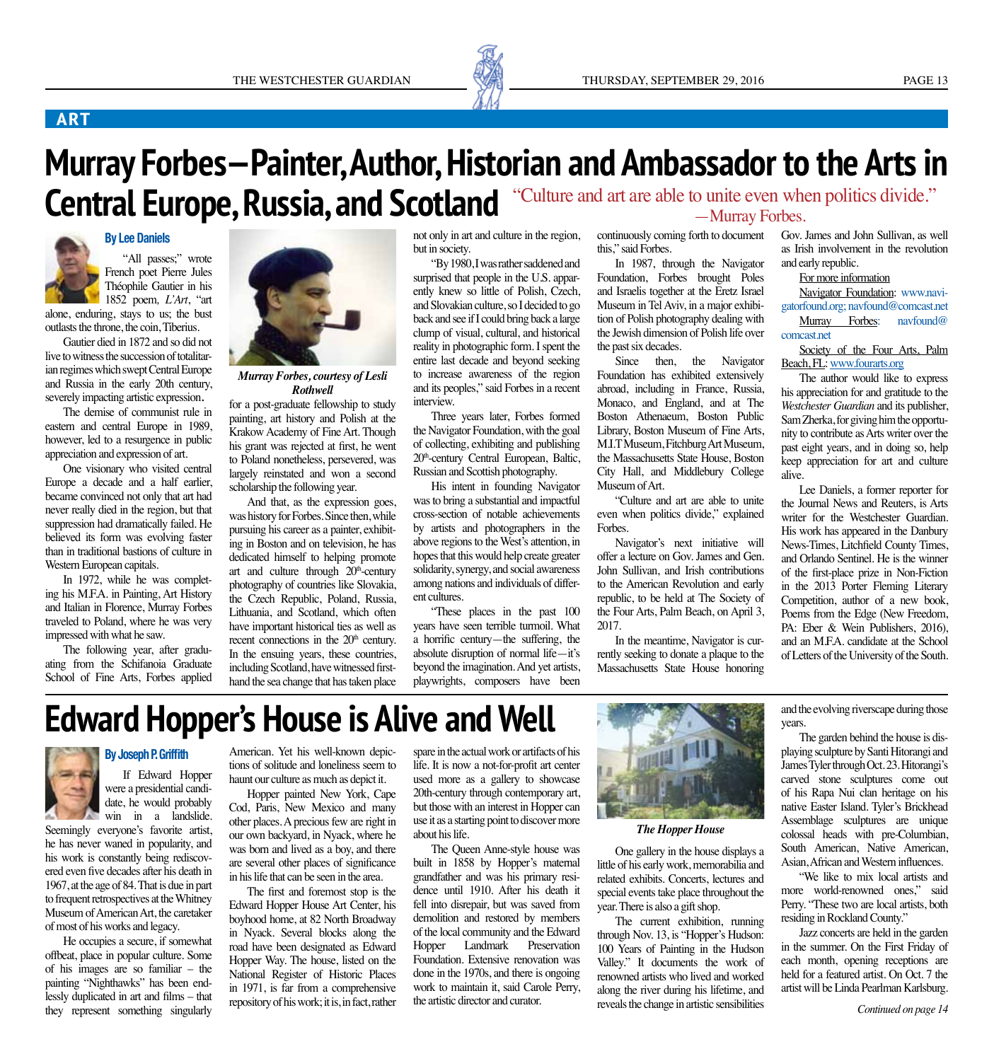## ART

# Murray Forbes – Painter, Author, Historian and Ambassador to the Arts in Central Europe, Russia, and Scotland

"Culture and art are able to unite even when politics divide." —Murray Forbes.

**By Lee Daniels**

"All passes;" wrote French poet Pierre Jules Théophile Gautier in his 1852 poem, *L'Art*, "art alone, enduring, stays to us; the bust outlasts the throne, the coin, Tiberius.

Gautier died in 1872 and so did not live to witness the succession of totalitarian regimes which swept Central Europe and Russia in the early 20th century, severely impacting artistic expression.

The demise of communist rule in eastern and central Europe in 1989, however, led to a resurgence in public appreciation and expression of art.

One visionary who visited central Europe a decade and a half earlier, became convinced not only that art had never really died in the region, but that suppression had dramatically failed. He believed its form was evolving faster than in traditional bastions of culture in Western European capitals.

In 1972, while he was completing his M.F.A. in Painting, Art History and Italian in Florence, Murray Forbes traveled to Poland, where he was very impressed with what he saw.

The following year, after graduating from the Schifanoia Graduate School of Fine Arts, Forbes applied for a post-graduate fellowship to study painting, art history and Polish at the Krakow Academy of Fine Art. Though his grant was rejected at first, he went to Poland nonetheless, persevered, was largely reinstated and won a second scholarship the following year.

*Murray Forbes, courtesy of Lesli Rothwell*

And that, as the expression goes, was history for Forbes. Since then, while pursuing his career as a painter, exhibiting in Boston and on television, he has dedicated himself to helping promote art and culture through 20th-century photography of countries like Slovakia, the Czech Republic, Poland, Russia, Lithuania, and Scotland, which often have important historical ties as well as recent connections in the 20th century. In the ensuing years, these countries, including Scotland, have witnessed first-hand the sea change that has taken place not only in art and culture in the region, but in society.

"By 1980, I was rather saddened and surprised that people in the U.S. apparently knew so little of Polish, Czech, and Slovakian culture, so I decided to go back and see if I could bring back a large clump of visual, cultural, and historical reality in photographic form. I spent the entire last decade and beyond seeking to increase awareness of the region and its peoples," said Forbes in a recent interview.

Three years later, Forbes formed the Navigator Foundation, with the goal of collecting, exhibiting and publishing 20th-century Central European, Baltic, Russian and Scottish photography.

His intent in founding Navigator was to bring a substantial and impactful cross-section of notable achievements by artists and photographers in the above regions to the West's attention, in hopes that this would help create greater solidarity, synergy, and social awareness among nations and individuals of different cultures.

"These places in the past 100 years have seen terrible turmoil. What a horrific century—the suffering, the absolute disruption of normal life—it's beyond the imagination. And yet artists, playwrights, composers have been continuously coming forth to document this," said Forbes.

In 1987, through the Navigator Foundation, Forbes brought Poles and Israelis together at the Eretz Israel Museum in Tel Aviv, in a major exhibition of Polish photography dealing with the Jewish dimension of Polish life over the past six decades.

Since then, the Navigator Foundation has exhibited extensively abroad, including in France, Russia, Monaco, and England, and at The Boston Athenaeum, Boston Public Library, Boston Museum of Fine Arts, M.I.T Museum, Fitchburg Art Museum, the Massachusetts State House, Boston City Hall, and Middlebury College Museum of Art.

"Culture and art are able to unite even when politics divide," explained Forbes.

Navigator's next initiative will offer a lecture on Gov. James and Gen. John Sullivan, and Irish contributions to the American Revolution and early republic, to be held at The Society of the Four Arts, Palm Beach, on April 3, 2017.

In the meantime, Navigator is currently seeking to donate a plaque to the Massachusetts State House honoring Gov. James and John Sullivan, as well as Irish involvement in the revolution and early republic.

For more information

Navigator Foundation: www.navigatorfound.org; navfound@comcast.net

Murray Forbes: navfound@comcast.net

Society of the Four Arts, Palm Beach, FL: www.fourarts.org

The author would like to express his appreciation for and gratitude to the *Westchester Guardian* and its publisher, Sam Zherka, for giving him the opportunity to contribute as Arts writer over the past eight years, and in doing so, help keep appreciation for art and culture alive.

Lee Daniels, a former reporter for the Journal News and Reuters, is Arts writer for the Westchester Guardian. His work has appeared in the Danbury News-Times, Litchfield County Times, and Orlando Sentinel. He is the winner of the first-place prize in Non-Fiction in the 2013 Porter Fleming Literary Competition, author of a new book, Poems from the Edge (New Freedom, PA: Eber & Wein Publishers, 2016), and an M.F.A. candidate at the School of Letters of the University of the South.

# Edward Hopper's House is Alive and Well

**By Joseph P. Griffith**

If Edward Hopper were a presidential candidate, he would probably win in a landslide. Seemingly everyone's favorite artist, he has never waned in popularity, and his work is constantly being rediscovered even five decades after his death in 1967, at the age of 84. That is due in part to frequent retrospectives at the Whitney Museum of American Art, the caretaker of most of his works and legacy.

He occupies a secure, if somewhat offbeat, place in popular culture. Some of his images are so familiar – the painting "Nighthawks" has been endlessly duplicated in art and films – that they represent something singularly American. Yet his well-known depictions of solitude and loneliness seem to haunt our culture as much as depict it.

Hopper painted New York, Cape Cod, Paris, New Mexico and many other places. A precious few are right in our own backyard, in Nyack, where he was born and lived as a boy, and there are several other places of significance in his life that can be seen in the area.

The first and foremost stop is the Edward Hopper House Art Center, his boyhood home, at 82 North Broadway in Nyack. Several blocks along the road have been designated as Edward Hopper Way. The house, listed on the National Register of Historic Places in 1971, is far from a comprehensive repository of his work; it is, in fact, rather spare in the actual work or artifacts of his life. It is now a not-for-profit art center used more as a gallery to showcase 20th-century through contemporary art, but those with an interest in Hopper can use it as a starting point to discover more about his life.

The Queen Anne-style house was built in 1858 by Hopper's maternal grandfather and was his primary residence until 1910. After his death it fell into disrepair, but was saved from demolition and restored by members of the local community and the Edward Hopper Landmark Preservation Foundation. Extensive renovation was done in the 1970s, and there is ongoing work to maintain it, said Carole Perry, the artistic director and curator.

*The Hopper House*

One gallery in the house displays a little of his early work, memorabilia and related exhibits. Concerts, lectures and special events take place throughout the year. There is also a gift shop.

The current exhibition, running through Nov. 13, is "Hopper's Hudson: 100 Years of Painting in the Hudson Valley." It documents the work of renowned artists who lived and worked along the river during his lifetime, and reveals the change in artistic sensibilities and the evolving riverscape during those years.

The garden behind the house is displaying sculpture by Santi Hitorangi and James Tyler through Oct. 23. Hitorangi's carved stone sculptures come out of his Rapa Nui clan heritage on his native Easter Island. Tyler's Brickhead Assemblage sculptures are unique colossal heads with pre-Columbian, South American, Native American, Asian, African and Western influences.

"We like to mix local artists and more world-renowned ones," said Perry. "These two are local artists, both residing in Rockland County."

Jazz concerts are held in the garden in the summer. On the First Friday of each month, opening receptions are held for a featured artist. On Oct. 7 the artist will be Linda Pearlman Karlsburg.

*Continued on page 14*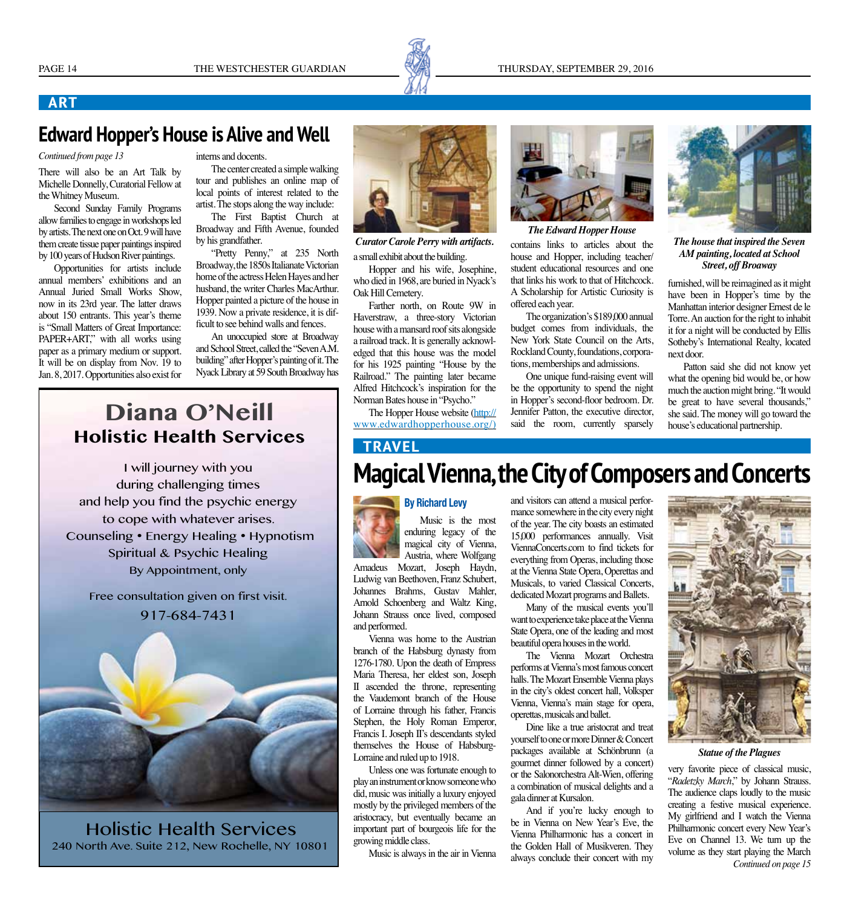## ART

# Edward Hopper's House is Alive and Well

*Continued from page 13*

There will also be an Art Talk by Michelle Donnelly, Curatorial Fellow at the Whitney Museum.

Second Sunday Family Programs allow families to engage in workshops led by artists. The next one on Oct. 9 will have them create tissue paper paintings inspired by 100 years of Hudson River paintings.

Opportunities for artists include annual members' exhibitions and an Annual Juried Small Works Show, now in its 23rd year. The latter draws about 150 entrants. This year's theme is "Small Matters of Great Importance: PAPER+ART," with all works using paper as a primary medium or support. It will be on display from Nov. 19 to Jan. 8, 2017. Opportunities also exist for interns and docents.

The center created a simple walking tour and publishes an online map of local points of interest related to the artist. The stops along the way include:

The First Baptist Church at Broadway and Fifth Avenue, founded by his grandfather.

"Pretty Penny," at 235 North Broadway, the 1850s Italianate Victorian home of the actress Helen Hayes and her husband, the writer Charles MacArthur. Hopper painted a picture of the house in 1939. Now a private residence, it is difficult to see behind walls and fences.

An unoccupied store at Broadway and School Street, called the "Seven A.M. building" after Hopper's painting of it. The Nyack Library at 59 South Broadway has a small exhibit about the building.

*Curator Carole Perry with artifacts.*

Hopper and his wife, Josephine, who died in 1968, are buried in Nyack's Oak Hill Cemetery.

Farther north, on Route 9W in Haverstraw, a three-story Victorian house with a mansard roof sits alongside a railroad track. It is generally acknowledged that this house was the model for his 1925 painting "House by the Railroad." The painting later became Alfred Hitchcock's inspiration for the Norman Bates house in "Psycho."

The Hopper House website (http://www.edwardhopperhouse.org/) contains links to articles about the house and Hopper, including teacher/student educational resources and one that links his work to that of Hitchcock. A Scholarship for Artistic Curiosity is offered each year.

*The Edward Hopper House*

The organization's $189,000 annual budget comes from individuals, the New York State Council on the Arts, Rockland County, foundations, corporations, memberships and admissions.

One unique fund-raising event will be the opportunity to spend the night in Hopper's second-floor bedroom. Dr. Jennifer Patton, the executive director, said the room, currently sparsely furnished, will be reimagined as it might have been in Hopper's time by the Manhattan interior designer Ernest de le Torre. An auction for the right to inhabit it for a night will be conducted by Ellis Sotheby's International Realty, located next door.

*The house that inspired the Seven AM painting, located at School Street, off Broaway*

Patton said she did not know yet what the opening bid would be, or how much the auction might bring. "It would be great to have several thousands," she said. The money will go toward the house's educational partnership.

## Diana O'Neill
### Holistic Health Services

I will journey with you
during challenging times
and help you find the psychic energy
to cope with whatever arises.
Counseling • Energy Healing • Hypnotism
Spiritual & Psychic Healing
By Appointment, only

Free consultation given on first visit.
917-684-7431

Holistic Health Services
240 North Ave. Suite 212, New Rochelle, NY 10801

## TRAVEL

# Magical Vienna, the City of Composers and Concerts

**By Richard Levy**

Music is the most enduring legacy of the magical city of Vienna, Austria, where Wolfgang Amadeus Mozart, Joseph Haydn, Ludwig van Beethoven, Franz Schubert, Johannes Brahms, Gustav Mahler, Arnold Schoenberg and Waltz King, Johann Strauss once lived, composed and performed.

Vienna was home to the Austrian branch of the Habsburg dynasty from 1276-1780. Upon the death of Empress Maria Theresa, her eldest son, Joseph II ascended the throne, representing the Vaudemont branch of the House of Lorraine through his father, Francis Stephen, the Holy Roman Emperor, Francis I. Joseph II's descendants styled themselves the House of Habsburg-Lorraine and ruled up to 1918.

Unless one was fortunate enough to play an instrument or know someone who did, music was initially a luxury enjoyed mostly by the privileged members of the aristocracy, but eventually became an important part of bourgeois life for the growing middle class.

Music is always in the air in Vienna and visitors can attend a musical performance somewhere in the city every night of the year. The city boasts an estimated 15,000 performances annually. Visit ViennaConcerts.com to find tickets for everything from Operas, including those at the Vienna State Opera, Operettas and Musicals, to varied Classical Concerts, dedicated Mozart programs and Ballets.

Many of the musical events you'll want to experience take place at the Vienna State Opera, one of the leading and most beautiful opera houses in the world.

The Vienna Mozart Orchestra performs at Vienna's most famous concert halls. The Mozart Ensemble Vienna plays in the city's oldest concert hall, Volksper Vienna, Vienna's main stage for opera, operettas, musicals and ballet.

Dine like a true aristocrat and treat yourself to one or more Dinner & Concert packages available at Schönbrunn (a gourmet dinner followed by a concert) or the Salonorchestra Alt-Wien, offering a combination of musical delights and a gala dinner at Kursalon.

And if you're lucky enough to be in Vienna on New Year's Eve, the Vienna Philharmonic has a concert in the Golden Hall of Musikveren. They always conclude their concert with my very favorite piece of classical music, "*Radetzky March*," by Johann Strauss. The audience claps loudly to the music creating a festive musical experience. My girlfriend and I watch the Vienna Philharmonic concert every New Year's Eve on Channel 13. We turn up the volume as they start playing the March

*Statue of the Plagues*

*Continued on page 15*